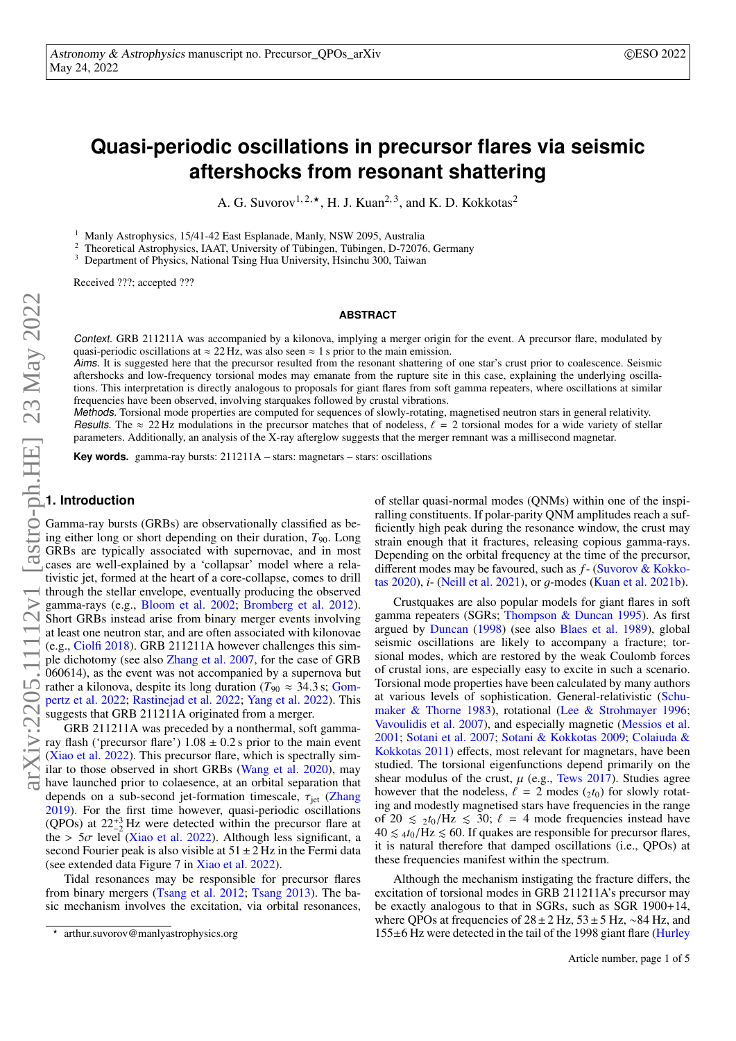# Quasi-periodic oscillations in precursor flares via seismic aftershocks from resonant shattering

A. G. Suvorov[1,2,⋆], H. J. Kuan[2,3], and K. D. Kokkotas[2]

[1] Manly Astrophysics, 15/41-42 East Esplanade, Manly, NSW 2095, Australia
[2] Theoretical Astrophysics, IAAT, University of Tübingen, Tübingen, D-72076, Germany
[3] Department of Physics, National Tsing Hua University, Hsinchu 300, Taiwan

Received ???; accepted ???

## ABSTRACT

*Context.* GRB 211211A was accompanied by a kilonova, implying a merger origin for the event. A precursor flare, modulated by quasi-periodic oscillations at $\approx 22\,$Hz, was also seen $\approx 1\,$s prior to the main emission.

*Aims.* It is suggested here that the precursor resulted from the resonant shattering of one star's crust prior to coalescence. Seismic aftershocks and low-frequency torsional modes may emanate from the rupture site in this case, explaining the underlying oscillations. This interpretation is directly analogous to proposals for giant flares from soft gamma repeaters, where oscillations at similar frequencies have been observed, involving starquakes followed by crustal vibrations.

*Methods.* Torsional mode properties are computed for sequences of slowly-rotating, magnetised neutron stars in general relativity.

*Results.* The $\approx 22\,$Hz modulations in the precursor matches that of nodeless, $\ell = 2$ torsional modes for a wide variety of stellar parameters. Additionally, an analysis of the X-ray afterglow suggests that the merger remnant was a millisecond magnetar.

**Key words.** gamma-ray bursts: 211211A – stars: magnetars – stars: oscillations

## 1. Introduction

Gamma-ray bursts (GRBs) are observationally classified as being either long or short depending on their duration, $T_{90}$. Long GRBs are typically associated with supernovae, and in most cases are well-explained by a 'collapsar' model where a relativistic jet, formed at the heart of a core-collapse, comes to drill through the stellar envelope, eventually producing the observed gamma-rays (e.g., Bloom et al. 2002; Bromberg et al. 2012). Short GRBs instead arise from binary merger events involving at least one neutron star, and are often associated with kilonovae (e.g., Ciolfi 2018). GRB 211211A however challenges this simple dichotomy (see also Zhang et al. 2007, for the case of GRB 060614), as the event was not accompanied by a supernova but rather a kilonova, despite its long duration ($T_{90} \approx 34.3\,$s; Gompertz et al. 2022; Rastinejad et al. 2022; Yang et al. 2022). This suggests that GRB 211211A originated from a merger.

GRB 211211A was preceded by a nonthermal, soft gamma-ray flash ('precursor flare') $1.08 \pm 0.2\,$s prior to the main event (Xiao et al. 2022). This precursor flare, which is spectrally similar to those observed in short GRBs (Wang et al. 2020), may have launched prior to coalesce, at an orbital separation that depends on a sub-second jet-formation timescale, $\tau_{\text{jet}}$ (Zhang 2019). For the first time however, quasi-periodic oscillations (QPOs) at $22^{+3}_{-2}\,$Hz were detected within the precursor flare at the $> 5\sigma$ level (Xiao et al. 2022). Although less significant, a second Fourier peak is also visible at $51 \pm 2\,$Hz in the Fermi data (see extended data Figure 7 in Xiao et al. 2022).

Tidal resonances may be responsible for precursor flares from binary mergers (Tsang et al. 2012; Tsang 2013). The basic mechanism involves the excitation, via orbital resonances, of stellar quasi-normal modes (QNMs) within one of the inspiralling constituents. If polar-parity QNM amplitudes reach a sufficiently high peak during the resonance window, the crust may strain enough that it fractures, releasing copious gamma-rays. Depending on the orbital frequency at the time of the precursor, different modes may be favoured, such as $f$- (Suvorov & Kokkotas 2020), $i$- (Neill et al. 2021), or $g$-modes (Kuan et al. 2021b).

Crustquakes are also popular models for giant flares in soft gamma repeaters (SGRs; Thompson & Duncan 1995). As first argued by Duncan (1998) (see also Blaes et al. 1989), global seismic oscillations are likely to accompany a fracture; torsional modes, which are restored by the weak Coulomb forces of crustal ions, are especially easy to excite in such a scenario. Torsional mode properties have been calculated by many authors at various levels of sophistication. General-relativistic (Schumaker & Thorne 1983), rotational (Lee & Strohmayer 1996; Vavoulidis et al. 2007), and especially magnetic (Messios et al. 2001; Sotani et al. 2007; Sotani & Kokkotas 2009; Colaiuda & Kokkotas 2011) effects, most relevant for magnetars, have been studied. The torsional eigenfunctions depend primarily on the shear modulus of the crust, $\mu$ (e.g., Tews 2017). Studies agree however that the nodeless, $\ell = 2$ modes ($_2t_0$) for slowly rotating and modestly magnetised stars have frequencies in the range of $20 \lesssim {}_2t_0/\text{Hz} \lesssim 30$; $\ell = 4$ mode frequencies instead have $40 \lesssim {}_4t_0/\text{Hz} \lesssim 60$. If quakes are responsible for precursor flares, it is natural therefore that damped oscillations (i.e., QPOs) at these frequencies manifest within the spectrum.

Although the mechanism instigating the fracture differs, the excitation of torsional modes in GRB 211211A's precursor may be exactly analogous to that in SGRs, such as SGR 1900+14, where QPOs at frequencies of $28 \pm 2\,$Hz, $53 \pm 5\,$Hz, ~84 Hz, and $155 \pm 6\,$Hz were detected in the tail of the 1998 giant flare (Hurley

⋆ arthur.suvorov@manlyastrophysics.org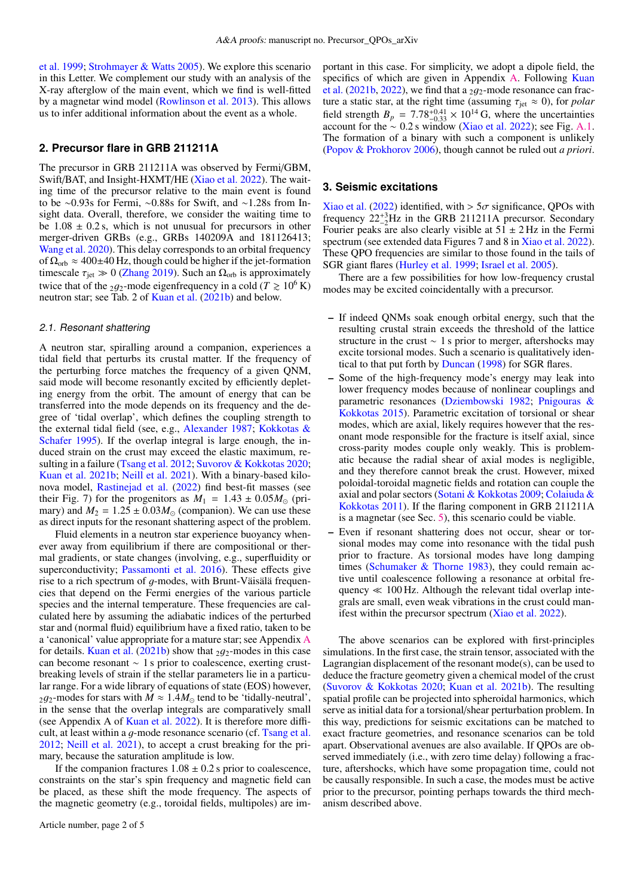et al. 1999; Strohmayer & Watts 2005). We explore this scenario in this Letter. We complement our study with an analysis of the X-ray afterglow of the main event, which we find is well-fitted by a magnetar wind model (Rowlinson et al. 2013). This allows us to infer additional information about the event as a whole.

## 2. Precursor flare in GRB 211211A

The precursor in GRB 211211A was observed by Fermi/GBM, Swift/BAT, and Insight-HXMT/HE (Xiao et al. 2022). The waiting time of the precursor relative to the main event is found to be ∼0.93s for Fermi, ∼0.88s for Swift, and ∼1.28s from Insight data. Overall, therefore, we consider the waiting time to be 1.08 ± 0.2 s, which is not unusual for precursors in other merger-driven GRBs (e.g., GRBs 140209A and 181126413; Wang et al. 2020). This delay corresponds to an orbital frequency of $\Omega_{\rm orb} \approx 400\pm40$ Hz, though could be higher if the jet-formation timescale $\tau_{\rm jet} \gg 0$ (Zhang 2019). Such an $\Omega_{\rm orb}$ is approximately twice that of the ${}_2g_2$-mode eigenfrequency in a cold ($T \gtrsim 10^6$ K) neutron star; see Tab. 2 of Kuan et al. (2021b) and below.

### 2.1. Resonant shattering

A neutron star, spiralling around a companion, experiences a tidal field that perturbs its crustal matter. If the frequency of the perturbing force matches the frequency of a given QNM, said mode will become resonantly excited by efficiently depleting energy from the orbit. The amount of energy that can be transferred into the mode depends on its frequency and the degree of 'tidal overlap', which defines the coupling strength to the external tidal field (see, e.g., Alexander 1987; Kokkotas & Schafer 1995). If the overlap integral is large enough, the induced strain on the crust may exceed the elastic maximum, resulting in a failure (Tsang et al. 2012; Suvorov & Kokkotas 2020; Kuan et al. 2021b; Neill et al. 2021). With a binary-based kilonova model, Rastinejad et al. (2022) find best-fit masses (see their Fig. 7) for the progenitors as $M_1 = 1.43 \pm 0.05 M_\odot$ (primary) and $M_2 = 1.25 \pm 0.03 M_\odot$ (companion). We can use these as direct inputs for the resonant shattering aspect of the problem.

Fluid elements in a neutron star experience buoyancy whenever away from equilibrium if there are compositional or thermal gradients, or state changes (involving, e.g., superfluidity or superconductivity; Passamonti et al. 2016). These effects give rise to a rich spectrum of $g$-modes, with Brunt-Väisälä frequencies that depend on the Fermi energies of the various particle species and the internal temperature. These frequencies are calculated here by assuming the adiabatic indices of the perturbed star and (normal fluid) equilibrium have a fixed ratio, taken to be a 'canonical' value appropriate for a mature star; see Appendix A for details. Kuan et al. (2021b) show that ${}_2g_2$-modes in this case can become resonant ∼ 1 s prior to coalescence, exerting crust-breaking levels of strain if the stellar parameters lie in a particular range. For a wide library of equations of state (EOS) however, ${}_2g_2$-modes for stars with $M \approx 1.4 M_\odot$ tend to be 'tidally-neutral', in the sense that the overlap integrals are comparatively small (see Appendix A of Kuan et al. 2022). It is therefore more difficult, at least within a $g$-mode resonance scenario (cf. Tsang et al. 2012; Neill et al. 2021), to accept a crust breaking for the primary, because the saturation amplitude is low.

If the companion fractures 1.08 ± 0.2 s prior to coalescence, constraints on the star's spin frequency and magnetic field can be placed, as these shift the mode frequency. The aspects of the magnetic geometry (e.g., toroidal fields, multipoles) are important in this case. For simplicity, we adopt a dipole field, the specifics of which are given in Appendix A. Following Kuan et al. (2021b, 2022), we find that a ${}_2g_2$-mode resonance can fracture a static star, at the right time (assuming $\tau_{\rm jet} \approx 0$), for *polar* field strength $B_p = 7.78^{+0.41}_{-0.33} \times 10^{14}$ G, where the uncertainties account for the ∼ 0.2 s window (Xiao et al. 2022); see Fig. A.1. The formation of a binary with such a component is unlikely (Popov & Prokhorov 2006), though cannot be ruled out *a priori*.

## 3. Seismic excitations

Xiao et al. (2022) identified, with $> 5\sigma$ significance, QPOs with frequency $22^{+3}_{-2}$Hz in the GRB 211211A precursor. Secondary Fourier peaks are also clearly visible at 51 ± 2 Hz in the Fermi spectrum (see extended data Figures 7 and 8 in Xiao et al. 2022). These QPO frequencies are similar to those found in the tails of SGR giant flares (Hurley et al. 1999; Israel et al. 2005).

There are a few possibilities for how low-frequency crustal modes may be excited coincidentally with a precursor.

- If indeed QNMs soak enough orbital energy, such that the resulting crustal strain exceeds the threshold of the lattice structure in the crust ∼ 1 s prior to merger, aftershocks may excite torsional modes. Such a scenario is qualitatively identical to that put forth by Duncan (1998) for SGR flares.
- Some of the high-frequency mode's energy may leak into lower frequency modes because of nonlinear couplings and parametric resonances (Dziembowski 1982; Pnigouras & Kokkotas 2015). Parametric excitation of torsional or shear modes, which are axial, likely requires however that the resonant mode responsible for the fracture is itself axial, since cross-parity modes couple only weakly. This is problematic because the radial shear of axial modes is negligible, and they therefore cannot break the crust. However, mixed poloidal-toroidal magnetic fields and rotation can couple the axial and polar sectors (Sotani & Kokkotas 2009; Colaiuda & Kokkotas 2011). If the flaring component in GRB 211211A is a magnetar (see Sec. 5), this scenario could be viable.
- Even if resonant shattering does not occur, shear or torsional modes may come into resonance with the tidal push prior to fracture. As torsional modes have long damping times (Schumaker & Thorne 1983), they could remain active until coalescence following a resonance at orbital frequency ≪ 100 Hz. Although the relevant tidal overlap integrals are small, even weak vibrations in the crust could manifest within the precursor spectrum (Xiao et al. 2022).

The above scenarios can be explored with first-principles simulations. In the first case, the strain tensor, associated with the Lagrangian displacement of the resonant mode(s), can be used to deduce the fracture geometry given a chemical model of the crust (Suvorov & Kokkotas 2020; Kuan et al. 2021b). The resulting spatial profile can be projected into spheroidal harmonics, which serve as initial data for a torsional/shear perturbation problem. In this way, predictions for seismic excitations can be matched to exact fracture geometries, and resonance scenarios can be told apart. Observational avenues are also available. If QPOs are observed immediately (i.e., with zero time delay) following a fracture, aftershocks, which have some propagation time, could not be causally responsible. In such a case, the modes must be active prior to the precursor, pointing perhaps towards the third mechanism described above.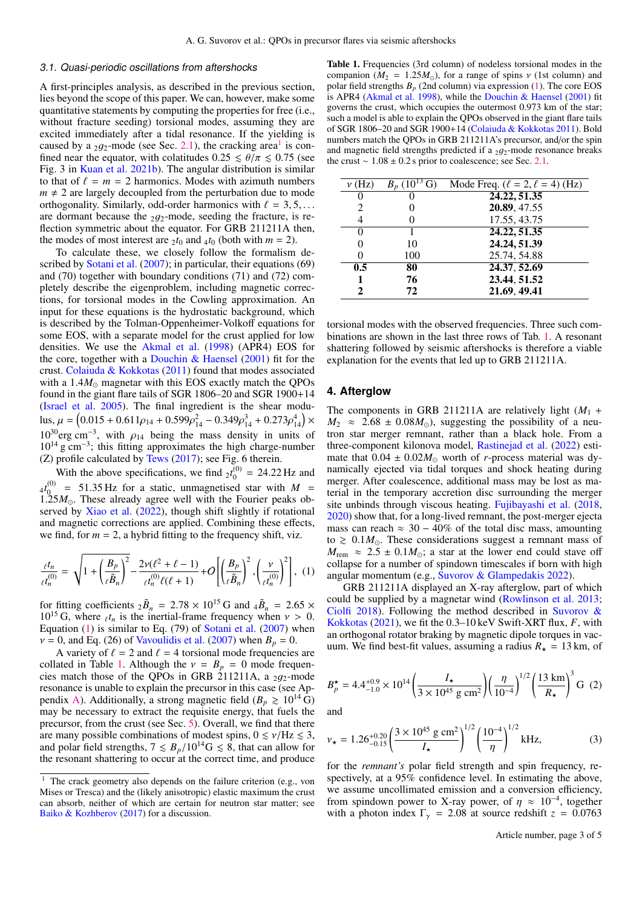### 3.1. Quasi-periodic oscillations from aftershocks

A first-principles analysis, as described in the previous section, lies beyond the scope of this paper. We can, however, make some quantitative statements by computing the properties for free (i.e., without fracture seeding) torsional modes, assuming they are excited immediately after a tidal resonance. If the yielding is caused by a ${}_2g_2$-mode (see Sec. 2.1), the cracking area[1] is confined near the equator, with colatitudes $0.25 \lesssim \theta/\pi \lesssim 0.75$ (see Fig. 3 in Kuan et al. 2021b). The angular distribution is similar to that of $\ell = m = 2$ harmonics. Modes with azimuth numbers $m \neq 2$ are largely decoupled from the perturbation due to mode orthogonality. Similarly, odd-order harmonics with $\ell = 3, 5, \dots$ are dormant because the ${}_2g_2$-mode, seeding the fracture, is reflection symmetric about the equator. For GRB 211211A then, the modes of most interest are ${}_2t_0$ and ${}_4t_0$ (both with $m = 2$).

To calculate these, we closely follow the formalism described by Sotani et al. (2007); in particular, their equations (69) and (70) together with boundary conditions (71) and (72) completely describe the eigenproblem, including magnetic corrections, for torsional modes in the Cowling approximation. An input for these equations is the hydrostatic background, which is described by the Tolman-Oppenheimer-Volkoff equations for some EOS, with a separate model for the crust applied for low densities. We use the Akmal et al. (1998) (APR4) EOS for the core, together with a Douchin & Haensel (2001) fit for the crust. Colaiuda & Kokkotas (2011) found that modes associated with a $1.4M_\odot$ magnetar with this EOS exactly match the QPOs found in the giant flare tails of SGR 1806–20 and SGR 1900+14 (Israel et al. 2005). The final ingredient is the shear modulus, $\mu = \left(0.015 + 0.611\rho_{14} + 0.599\rho_{14}^2 - 0.349\rho_{14}^3 + 0.273\rho_{14}^4\right) \times 10^{30} \text{erg cm}^{-3}$, with $\rho_{14}$ being the mass density in units of $10^{14}\text{ g cm}^{-3}$; this fitting approximates the high charge-number (Z) profile calculated by Tews (2017); see Fig. 6 therein.

With the above specifications, we find ${}_2t_0^{(0)} = 24.22\,\text{Hz}$ and ${}_4t_0^{(0)} = 51.35\,\text{Hz}$ for a static, unmagnetised star with $M = 1.25M_\odot$. These already agree well with the Fourier peaks observed by Xiao et al. (2022), though shift slightly if rotational and magnetic corrections are applied. Combining these effects, we find, for $m = 2$, a hybrid fitting to the frequency shift, viz.

$$\frac{{}_\ell t_n}{{}_\ell t_n^{(0)}} = \sqrt{1 + \left(\frac{B_p}{{}_\ell \tilde{B}_n}\right)^2} - \frac{2\nu(\ell^2 + \ell - 1)}{{}_\ell t_n^{(0)} \ell(\ell+1)} + O\left[\left(\frac{B_p}{{}_\ell \tilde{B}_n}\right)^2 \cdot \left(\frac{\nu}{{}_\ell t_n^{(0)}}\right)^2\right], \quad (1)$$

for fitting coefficients ${}_2\tilde{B}_n = 2.78 \times 10^{15}\,\text{G}$ and ${}_4\tilde{B}_n = 2.65 \times 10^{15}\,\text{G}$, where ${}_\ell t_n$ is the inertial-frame frequency when $\nu > 0$. Equation (1) is similar to Eq. (79) of Sotani et al. (2007) when $\nu = 0$, and Eq. (26) of Vavoulidis et al. (2007) when $B_p = 0$.

A variety of $\ell = 2$ and $\ell = 4$ torsional mode frequencies are collated in Table 1. Although the $\nu = B_p = 0$ mode frequencies match those of the QPOs in GRB 211211A, a ${}_2g_2$-mode resonance is unable to explain the precursor in this case (see Appendix A). Additionally, a strong magnetic field ($B_p \gtrsim 10^{14}\,\text{G}$) may be necessary to extract the requisite energy, that fuels the precursor, from the crust (see Sec. 5). Overall, we find that there are many possible combinations of modest spins, $0 \lesssim \nu/\text{Hz} \lesssim 3$, and polar field strengths, $7 \lesssim B_p/10^{14}\text{G} \lesssim 8$, that can allow for the resonant shattering to occur at the correct time, and produce torsional modes with the observed frequencies. Three such combinations are shown in the last three rows of Tab. 1. A resonant shattering followed by seismic aftershocks is therefore a viable explanation for the events that led up to GRB 211211A.

[1] The crack geometry also depends on the failure criterion (e.g., von Mises or Tresca) and the (likely anisotropic) elastic maximum the crust can absorb, neither of which are certain for neutron star matter; see Baiko & Kozhberov (2017) for a discussion.

**Table 1.** Frequencies (3rd column) of nodeless torsional modes in the companion ($M_2 = 1.25M_\odot$), for a range of spins $\nu$ (1st column) and polar field strengths $B_p$ (2nd column) via expression (1). The core EOS is APR4 (Akmal et al. 1998), while the Douchin & Haensel (2001) fit governs the crust, which occupies the outermost 0.973 km of the star; such a model is able to explain the QPOs observed in the giant flare tails of SGR 1806–20 and SGR 1900+14 (Colaiuda & Kokkotas 2011). Bold numbers match the QPOs in GRB 211211A's precursor, and/or the spin and magnetic field strengths predicted if a ${}_2g_2$-mode resonance breaks the crust $\sim 1.08 \pm 0.2$ s prior to coalescence; see Sec. 2.1.

| $\nu$ (Hz) | $B_p$ ($10^{13}$ G) | Mode Freq. ($\ell = 2, \ell = 4$) (Hz) |
|---|---|---|
| 0 | 0 | **24.22, 51.35** |
| 2 | 0 | **20.89**, 47.55 |
| 4 | 0 | 17.55, 43.75 |
| 0 | 1 | **24.22, 51.35** |
| 0 | 10 | **24.24, 51.39** |
| 0 | 100 | 25.74, 54.88 |
| **0.5** | **80** | **24.37, 52.69** |
| **1** | **76** | **23.44, 51.52** |
| **2** | **72** | **21.69, 49.41** |

## 4. Afterglow

The components in GRB 211211A are relatively light ($M_1 + M_2 \approx 2.68 \pm 0.08M_\odot$), suggesting the possibility of a neutron star merger remnant, rather than a black hole. From a three-component kilonova model, Rastinejad et al. (2022) estimate that $0.04 \pm 0.02M_\odot$ worth of $r$-process material was dynamically ejected via tidal torques and shock heating during merger. After coalescence, additional mass may be lost as material in the temporary accretion disc surrounding the merger site unbinds through viscous heating. Fujibayashi et al. (2018, 2020) show that, for a long-lived remnant, the post-merger ejecta mass can reach $\approx 30 - 40\%$ of the total disc mass, amounting to $\gtrsim 0.1M_\odot$. These considerations suggest a remnant mass of $M_\text{rem} \approx 2.5 \pm 0.1M_\odot$; a star at the lower end could stave off collapse for a number of spindown timescales if born with high angular momentum (e.g., Suvorov & Glampedakis 2022).

GRB 211211A displayed an X-ray afterglow, part of which could be supplied by a magnetar wind (Rowlinson et al. 2013; Ciolfi 2018). Following the method described in Suvorov & Kokkotas (2021), we fit the 0.3–10 keV Swift-XRT flux, $F$, with an orthogonal rotator braking by magnetic dipole torques in vacuum. We find best-fit values, assuming a radius $R_\star = 13\,\text{km}$, of

$$B_p^\star = 4.4^{+0.9}_{-1.0} \times 10^{14} \left(\frac{I_\star}{3 \times 10^{45}\text{ g cm}^2}\right) \left(\frac{\eta}{10^{-4}}\right)^{1/2} \left(\frac{13\text{ km}}{R_\star}\right)^3 \text{G} \quad (2)$$

and

$$\nu_\star = 1.26^{+0.20}_{-0.15} \left(\frac{3 \times 10^{45}\text{ g cm}^2}{I_\star}\right)^{1/2} \left(\frac{10^{-4}}{\eta}\right)^{1/2} \text{kHz}, \quad (3)$$

for the *remnant's* polar field strength and spin frequency, respectively, at a 95% confidence level. In estimating the above, we assume uncollimated emission and a conversion efficiency, from spindown power to X-ray power, of $\eta \approx 10^{-4}$, together with a photon index $\Gamma_\gamma = 2.08$ at source redshift $z = 0.0763$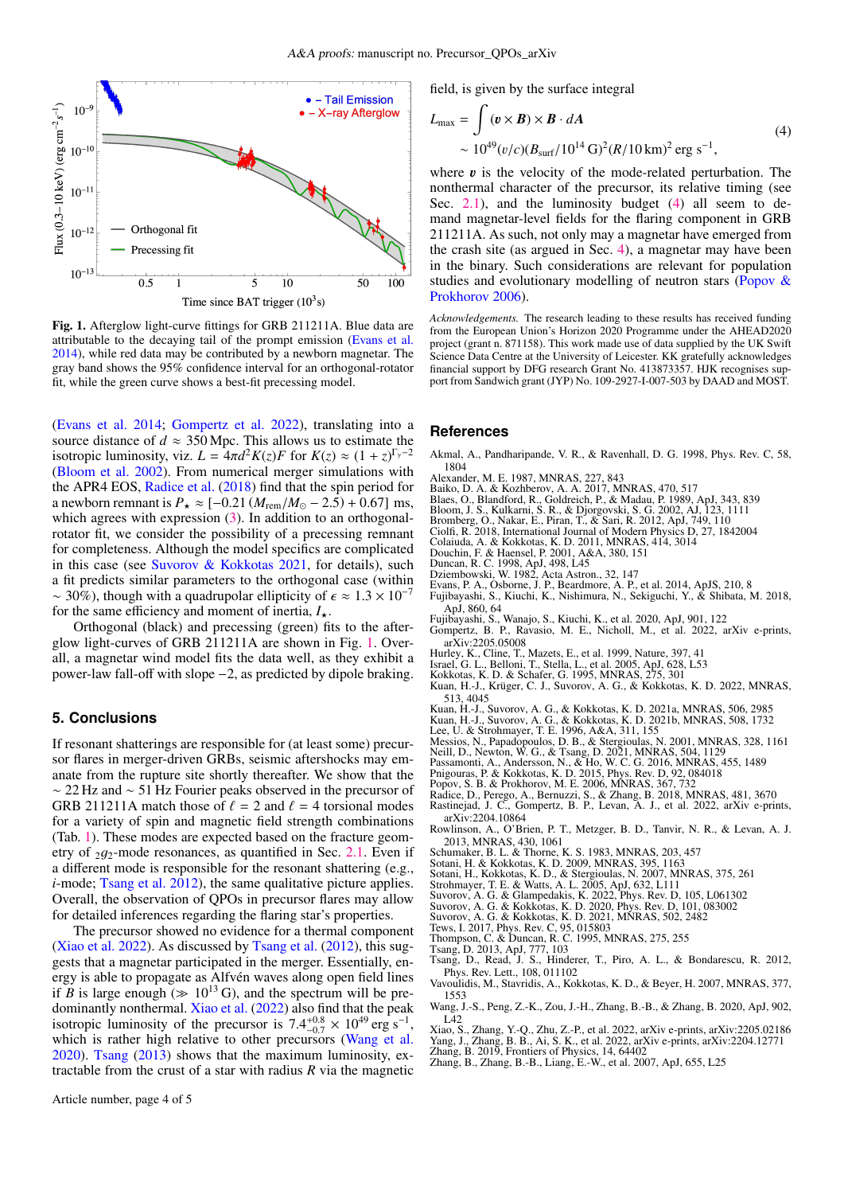Fig. 1. Afterglow light-curve fittings for GRB 211211A. Blue data are attributable to the decaying tail of the prompt emission (Evans et al. 2014), while red data may be contributed by a newborn magnetar. The gray band shows the 95% confidence interval for an orthogonal-rotator fit, while the green curve shows a best-fit precessing model.

(Evans et al. 2014; Gompertz et al. 2022), translating into a source distance of $d \approx 350$ Mpc. This allows us to estimate the isotropic luminosity, viz. $L = 4\pi d^2 K(z) F$ for $K(z) \approx (1+z)^{\Gamma_\gamma - 2}$ (Bloom et al. 2002). From numerical merger simulations with the APR4 EOS, Radice et al. (2018) find that the spin period for a newborn remnant is $P_\star \approx [-0.21\,(M_{\rm rem}/M_\odot - 2.5) + 0.67]$ ms, which agrees with expression (3). In addition to an orthogonal-rotator fit, we consider the possibility of a precessing remnant for completeness. Although the model specifics are complicated in this case (see Suvorov & Kokkotas 2021, for details), such a fit predicts similar parameters to the orthogonal case (within $\sim 30\%$), though with a quadrupolar ellipticity of $\epsilon \approx 1.3 \times 10^{-7}$ for the same efficiency and moment of inertia, $I_\star$.

Orthogonal (black) and precessing (green) fits to the afterglow light-curves of GRB 211211A are shown in Fig. 1. Overall, a magnetar wind model fits the data well, as they exhibit a power-law fall-off with slope $-2$, as predicted by dipole braking.

## 5. Conclusions

If resonant shatterings are responsible for (at least some) precursor flares in merger-driven GRBs, seismic aftershocks may emanate from the rupture site shortly thereafter. We show that the $\sim 22$ Hz and $\sim 51$ Hz Fourier peaks observed in the precursor of GRB 211211A match those of $\ell = 2$ and $\ell = 4$ torsional modes for a variety of spin and magnetic field strength combinations (Tab. 1). These modes are expected based on the fracture geometry of ${}_2g_2$-mode resonances, as quantified in Sec. 2.1. Even if a different mode is responsible for the resonant shattering (e.g., *i*-mode; Tsang et al. 2012), the same qualitative picture applies. Overall, the observation of QPOs in precursor flares may allow for detailed inferences regarding the flaring star's properties.

The precursor showed no evidence for a thermal component (Xiao et al. 2022). As discussed by Tsang et al. (2012), this suggests that a magnetar participated in the merger. Essentially, energy is able to propagate as Alfvén waves along open field lines if $B$ is large enough ($\gg 10^{13}$ G), and the spectrum will be predominantly nonthermal. Xiao et al. (2022) also find that the peak isotropic luminosity of the precursor is $7.4^{+0.8}_{-0.7} \times 10^{49}$ erg s$^{-1}$, which is rather high relative to other precursors (Wang et al. 2020). Tsang (2013) shows that the maximum luminosity, extractable from the crust of a star with radius $R$ via the magnetic field, is given by the surface integral

$$L_{\rm max} = \int (\boldsymbol{v} \times \boldsymbol{B}) \times \boldsymbol{B} \cdot d\boldsymbol{A} \qquad (4)$$
$$\sim 10^{49} (v/c)(B_{\rm surf}/10^{14}\,{\rm G})^2 (R/10\,{\rm km})^2 \text{ erg s}^{-1},$$

where $\boldsymbol{v}$ is the velocity of the mode-related perturbation. The nonthermal character of the precursor, its relative timing (see Sec. 2.1), and the luminosity budget (4) all seem to demand magnetar-level fields for the flaring component in GRB 211211A. As such, not only may a magnetar have emerged from the crash site (as argued in Sec. 4), a magnetar may have been in the binary. Such considerations are relevant for population studies and evolutionary modelling of neutron stars (Popov & Prokhorov 2006).

*Acknowledgements.* The research leading to these results has received funding from the European Union's Horizon 2020 Programme under the AHEAD2020 project (grant n. 871158). This work made use of data supplied by the UK Swift Science Data Centre at the University of Leicester. KK gratefully acknowledges financial support by DFG research Grant No. 413873357. HJK recognises support from Sandwich grant (JYP) No. 109-2927-I-007-503 by DAAD and MOST.

## References

Akmal, A., Pandharipande, V. R., & Ravenhall, D. G. 1998, Phys. Rev. C, 58, 1804
Alexander, M. E. 1987, MNRAS, 227, 843
Baiko, D. A. & Kozhberov, A. A. 2017, MNRAS, 470, 517
Blaes, O., Blandford, R., Goldreich, P., & Madau, P. 1989, ApJ, 343, 839
Bloom, J. S., Kulkarni, S. R., & Djorgovski, S. G. 2002, AJ, 123, 1111
Bromberg, O., Nakar, E., Piran, T., & Sari, R. 2012, ApJ, 749, 110
Ciolfi, R. 2018, International Journal of Modern Physics D, 27, 1842004
Colaiuda, A. & Kokkotas, K. D. 2011, MNRAS, 414, 3014
Douchin, F. & Haensel, P. 2001, A&A, 380, 151
Duncan, R. C. 1998, ApJ, 498, L45
Dziembowski, W. 1982, Acta Astron., 32, 147
Evans, P. A., Osborne, J. P., Beardmore, A. P., et al. 2014, ApJS, 210, 8
Fujibayashi, S., Kiuchi, K., Nishimura, N., Sekiguchi, Y., & Shibata, M. 2018, ApJ, 860, 64
Fujibayashi, S., Wanajo, S., Kiuchi, K., et al. 2020, ApJ, 901, 122
Gompertz, B. P., Ravasio, M. E., Nicholl, M., et al. 2022, arXiv e-prints, arXiv:2205.05008
Hurley, K., Cline, T., Mazets, E., et al. 1999, Nature, 397, 41
Israel, G. L., Belloni, T., Stella, L., et al. 2005, ApJ, 628, L53
Kokkotas, K. D. & Schafer, G. 1995, MNRAS, 275, 301
Kuan, H.-J., Krüger, C. J., Suvorov, A. G., & Kokkotas, K. D. 2022, MNRAS, 513, 4045
Kuan, H.-J., Suvorov, A. G., & Kokkotas, K. D. 2021a, MNRAS, 506, 2985
Kuan, H.-J., Suvorov, A. G., & Kokkotas, K. D. 2021b, MNRAS, 508, 1732
Lee, U. & Strohmayer, T. E. 1996, A&A, 311, 155
Messios, N., Papadopoulos, D. B., & Stergioulas, N. 2001, MNRAS, 328, 1161
Neill, D., Newton, W. G., & Tsang, D. 2021, MNRAS, 504, 1129
Passamonti, A., Andersson, N., & Ho, W. C. G. 2016, MNRAS, 455, 1489
Pnigouras, P. & Kokkotas, K. D. 2015, Phys. Rev. D, 92, 084018
Popov, S. B. & Prokhorov, M. E. 2006, MNRAS, 367, 732
Radice, D., Perego, A., Bernuzzi, S., & Zhang, B. 2018, MNRAS, 481, 3670
Rastinejad, J. C., Gompertz, B. P., Levan, A. J., et al. 2022, arXiv e-prints, arXiv:2204.10864
Rowlinson, A., O'Brien, P. T., Metzger, B. D., Tanvir, N. R., & Levan, A. J. 2013, MNRAS, 430, 1061
Schumaker, B. L. & Thorne, K. S. 1983, MNRAS, 203, 457
Sotani, H. & Kokkotas, K. D. 2009, MNRAS, 395, 1163
Sotani, H., Kokkotas, K. D., & Stergioulas, N. 2007, MNRAS, 375, 261
Strohmayer, T. E. & Watts, A. L. 2005, ApJ, 632, L111
Suvorov, A. G. & Glampedakis, K. 2022, Phys. Rev. D, 105, L061302
Suvorov, A. G. & Kokkotas, K. D. 2020, Phys. Rev. D, 101, 083002
Suvorov, A. G. & Kokkotas, K. D. 2021, MNRAS, 502, 2482
Tews, I. 2017, Phys. Rev. C, 95, 015803
Thompson, C. & Duncan, R. C. 1995, MNRAS, 275, 255
Tsang, D. 2013, ApJ, 777, 103
Tsang, D., Read, J. S., Hinderer, T., Piro, A. L., & Bondarescu, R. 2012, Phys. Rev. Lett., 108, 011102
Vavoulidis, M., Stavridis, A., Kokkotas, K. D., & Beyer, H. 2007, MNRAS, 377, 1553
Wang, J.-S., Peng, Z.-K., Zou, J.-H., Zhang, B.-B., & Zhang, B. 2020, ApJ, 902, L42
Xiao, S., Zhang, Y.-Q., Zhu, Z.-P., et al. 2022, arXiv e-prints, arXiv:2205.02186
Yang, J., Zhang, B. B., Ai, S. K., et al. 2022, arXiv e-prints, arXiv:2204.12771
Zhang, B. 2019, Frontiers of Physics, 14, 64402
Zhang, B., Zhang, B.-B., Liang, E.-W., et al. 2007, ApJ, 655, L25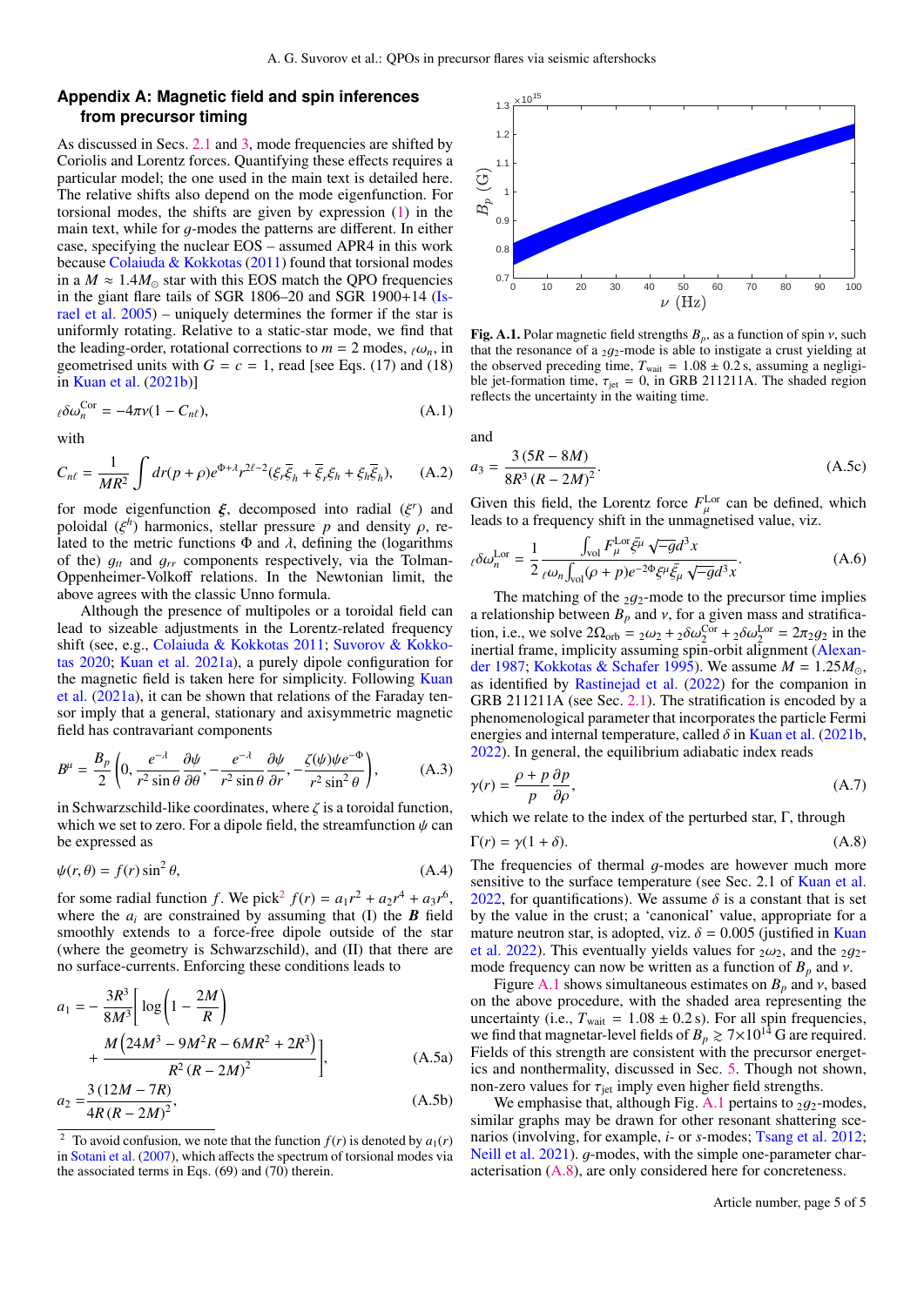## Appendix A: Magnetic field and spin inferences from precursor timing

As discussed in Secs. 2.1 and 3, mode frequencies are shifted by Coriolis and Lorentz forces. Quantifying these effects requires a particular model; the one used in the main text is detailed here. The relative shifts also depend on the mode eigenfunction. For torsional modes, the shifts are given by expression (1) in the main text, while for $g$-modes the patterns are different. In either case, specifying the nuclear EOS – assumed APR4 in this work because Colaiuda & Kokkotas (2011) found that torsional modes in a $M \approx 1.4 M_{\odot}$ star with this EOS match the QPO frequencies in the giant flare tails of SGR 1806–20 and SGR 1900+14 (Israel et al. 2005) – uniquely determines the former if the star is uniformly rotating. Relative to a static-star mode, we find that the leading-order, rotational corrections to $m = 2$ modes, ${}_{\ell}\omega_n$, in geometrised units with $G = c = 1$, read [see Eqs. (17) and (18) in Kuan et al. (2021b)]

$$
{}_{\ell}\delta\omega_n^{\rm Cor} = -4\pi\nu(1 - C_{n\ell}), \tag{A.1}
$$

with

$$
C_{n\ell} = \frac{1}{MR^2}\int dr (p+\rho)e^{\Phi+\lambda} r^{2\ell-2}(\xi_r\bar{\xi}_h + \bar{\xi}_r\xi_h + \xi_h\bar{\xi}_h), \tag{A.2}
$$

for mode eigenfunction $\boldsymbol{\xi}$, decomposed into radial ($\xi^r$) and poloidal ($\xi^h$) harmonics, stellar pressure $p$ and density $\rho$, related to the metric functions $\Phi$ and $\lambda$, defining the (logarithms of the) $g_{tt}$ and $g_{rr}$ components respectively, via the Tolman-Oppenheimer-Volkoff relations. In the Newtonian limit, the above agrees with the classic Unno formula.

Although the presence of multipoles or a toroidal field can lead to sizeable adjustments in the Lorentz-related frequency shift (see, e.g., Colaiuda & Kokkotas 2011; Suvorov & Kokkotas 2020; Kuan et al. 2021a), a purely dipole configuration for the magnetic field is taken here for simplicity. Following Kuan et al. (2021a), it can be shown that relations of the Faraday tensor imply that a general, stationary and axisymmetric magnetic field has contravariant components

$$
B^{\mu} = \frac{B_p}{2}\left(0, \frac{e^{-\lambda}}{r^2\sin\theta}\frac{\partial\psi}{\partial\theta}, -\frac{e^{-\lambda}}{r^2\sin\theta}\frac{\partial\psi}{\partial r}, -\frac{\zeta(\psi)\psi e^{-\Phi}}{r^2\sin^2\theta}\right), \tag{A.3}
$$

in Schwarzschild-like coordinates, where $\zeta$ is a toroidal function, which we set to zero. For a dipole field, the streamfunction $\psi$ can be expressed as

$$
\psi(r,\theta) = f(r)\sin^2\theta, \tag{A.4}
$$

for some radial function $f$. We pick[2] $f(r) = a_1 r^2 + a_2 r^4 + a_3 r^6$, where the $a_i$ are constrained by assuming that (I) the $\boldsymbol{B}$ field smoothly extends to a force-free dipole outside of the star (where the geometry is Schwarzschild), and (II) that there are no surface-currents. Enforcing these conditions leads to

$$
\begin{aligned}
a_1 = &-\frac{3R^3}{8M^3}\Bigg[\log\left(1-\frac{2M}{R}\right) \\
&+ \frac{M\left(24M^3 - 9M^2R - 6MR^2 + 2R^3\right)}{R^2(R-2M)^2}\Bigg],
\end{aligned} \tag{A.5a}
$$

$$
a_2 = \frac{3(12M - 7R)}{4R(R-2M)^2}, \tag{A.5b}
$$

and

$$
a_3 = \frac{3(5R - 8M)}{8R^3(R-2M)^2}. \tag{A.5c}
$$

Given this field, the Lorentz force $F_{\mu}^{\rm Lor}$ can be defined, which leads to a frequency shift in the unmagnetised value, viz.

$$
{}_{\ell}\delta\omega_n^{\rm Lor} = \frac{1}{2}\frac{\int_{\rm vol} F_{\mu}^{\rm Lor}\bar{\xi}^{\mu}\sqrt{-g}d^3x}{{}_{\ell}\omega_n\int_{\rm vol}(\rho+p)e^{-2\Phi}\xi^{\mu}\bar{\xi}_{\mu}\sqrt{-g}d^3x}. \tag{A.6}
$$

The matching of the ${}_{2}g_2$-mode to the precursor time implies a relationship between $B_p$ and $\nu$, for a given mass and stratification, i.e., we solve $2\Omega_{\rm orb} = {}_{2}\omega_2 + {}_{2}\delta\omega_2^{\rm Cor} + {}_{2}\delta\omega_2^{\rm Lor} = 2\pi{}_{2}g_2$ in the inertial frame, implicity assuming spin-orbit alignment (Alexander 1987; Kokkotas & Schafer 1995). We assume $M = 1.25 M_{\odot}$, as the companion in GRB 211211A (see Sec. 2.1). The stratification is encoded by a phenomenological parameter that incorporates the particle Fermi energies and internal temperature, called $\delta$ in Kuan et al. (2021b, 2022). In general, the equilibrium adiabatic index reads

$$
\gamma(r) = \frac{\rho+p}{p}\frac{\partial p}{\partial\rho}, \tag{A.7}
$$

which we relate to the index of the perturbed star, $\Gamma$, through

$$
\Gamma(r) = \gamma(1+\delta). \tag{A.8}
$$

The frequencies of thermal $g$-modes are however much more sensitive to the surface temperature (see Sec. 2.1 of Kuan et al. 2022, for quantifications). We assume $\delta$ is a constant that is set by the value in the crust; a 'canonical' value, appropriate for a mature neutron star, is adopted, viz. $\delta = 0.005$ (justified in Kuan et al. 2022). This eventually yields values for ${}_{2}\omega_2$, and the ${}_{2}g_2$-mode frequency can now be written as a function of $B_p$ and $\nu$.

$\times 10^{15}$
1.3
1.2
1.1
1
0.9
0.8
0.7
$B_p$ (G)
0 10 20 30 40 50 60 70 80 90 100
$\nu$ (Hz)

**Fig. A.1.** Polar magnetic field strengths $B_p$, as a function of spin $\nu$, such that the resonance of a ${}_{2}g_2$-mode is able to instigate a crust yielding at the observed preceding time, $T_{\rm wait} = 1.08 \pm 0.2$ s, assuming a negligible jet-formation time, $\tau_{\rm jet} = 0$, in GRB 211211A. The shaded region reflects the uncertainty in the waiting time.

Figure A.1 shows simultaneous estimates on $B_p$ and $\nu$, based on the above procedure, with the shaded area representing the uncertainty (i.e., $T_{\rm wait} = 1.08 \pm 0.2$ s). For all spin frequencies, we find that magnetar-level fields of $B_p \gtrsim 7\times10^{14}$ G are required. Fields of this strength are consistent with the precursor energetics and nonthermality, discussed in Sec. 5. Though not shown, non-zero values for $\tau_{\rm jet}$ imply even higher field strengths.

We emphasise that, although Fig. A.1 pertains to ${}_{2}g_2$-modes, similar graphs may be drawn for other resonant shattering scenarios (involving, for example, $i$- or $s$-modes; Tsang et al. 2012; Neill et al. 2021). $g$-modes, with the simple one-parameter characterisation (A.8), are only considered here for concreteness.

[2] To avoid confusion, we note that the function $f(r)$ is denoted by $a_1(r)$ in Sotani et al. (2007), which affects the spectrum of torsional modes via the associated terms in Eqs. (69) and (70) therein.